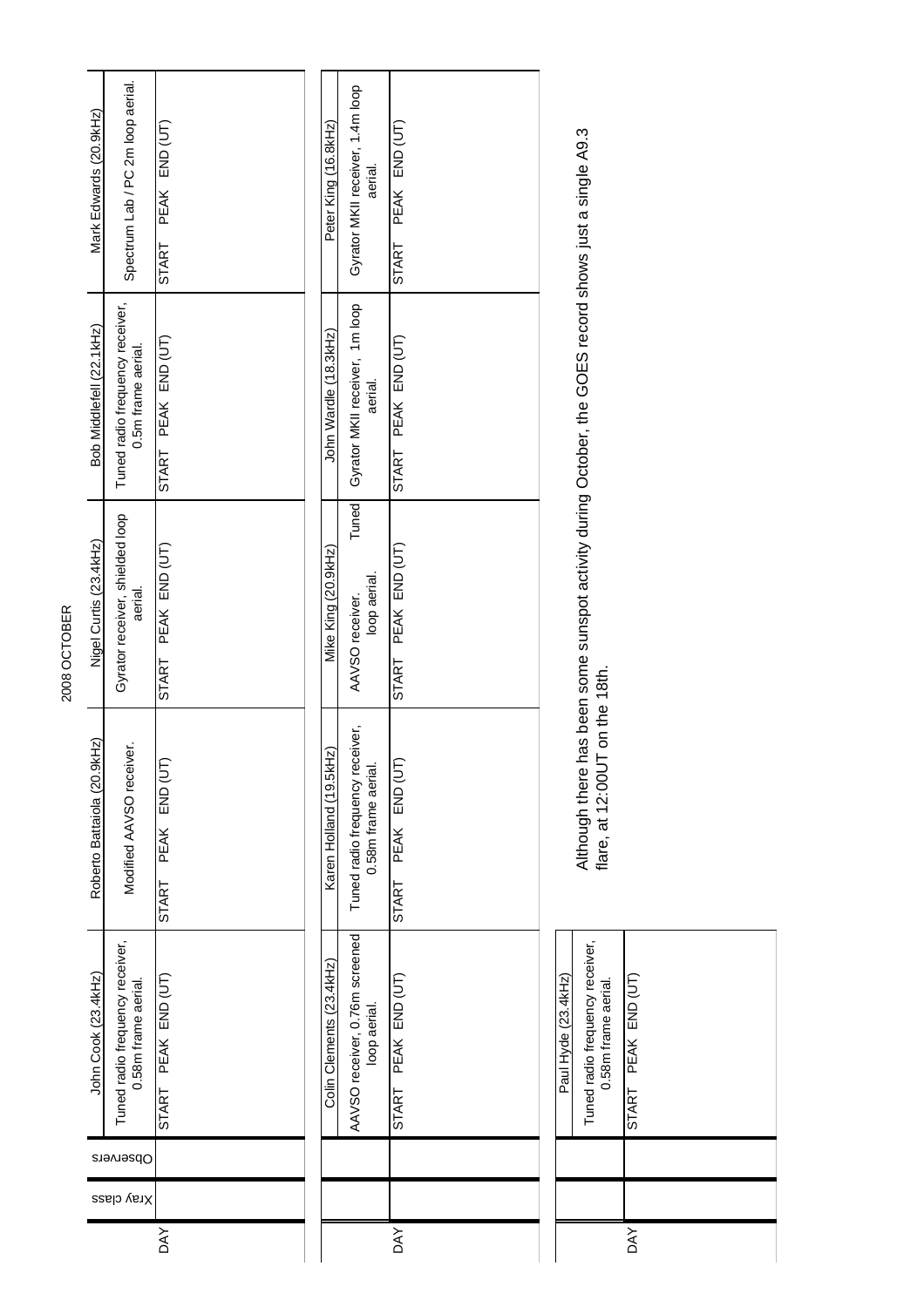# 2008 OCTOBER

| DAY | Xray class | Observers | John Cook (23.4kHz) | | | Roberto Battaiola (20.9kHz) | | | Nigel Curtis (23.4kHz) | | | Bob Middlefell (22.1kHz) | | | Mark Edwards (20.9kHz) | | |
|---|---|---|---|---|---|---|---|---|---|---|---|---|---|---|---|---|---|
| | | | Tuned radio frequency receiver, 0.58m frame aerial. | | | Modified AAVSO receiver. | | | Gyrator receiver, shielded loop aerial. | | | Tuned radio frequency receiver, 0.5m frame aerial. | | | Spectrum Lab / PC 2m loop aerial. | | |
| | | | START | PEAK | END (UT) | START | PEAK | END (UT) | START | PEAK | END (UT) | START | PEAK | END (UT) | START | PEAK | END (UT) |

| DAY | | | Colin Clements (23.4kHz) | | | Karen Holland (19.5kHz) | | | Mike King (20.9kHz) | | | John Wardle (18.3kHz) | | | Peter King (16.8kHz) | | |
|---|---|---|---|---|---|---|---|---|---|---|---|---|---|---|---|---|---|
| | | | AAVSO receiver, 0.76m screened loop aerial. | | | Tuned radio frequency receiver, 0.58m frame aerial. | | | AAVSO receiver. Tuned loop aerial. | | | Gyrator MKII receiver, 1m loop aerial. | | | Gyrator MKII receiver, 1.4m loop aerial. | | |
| | | | START | PEAK | END (UT) | START | PEAK | END (UT) | START | PEAK | END (UT) | START | PEAK | END (UT) | START | PEAK | END (UT) |

| DAY | | | Paul Hyde (23.4kHz) | | |
|---|---|---|---|---|---|
| | | | Tuned radio frequency receiver, 0.58m frame aerial. | | |
| | | | START | PEAK | END (UT) |

Although there has been some sunspot activity during October, the GOES record shows just a single A9.3 flare, at 12:00UT on the 18th.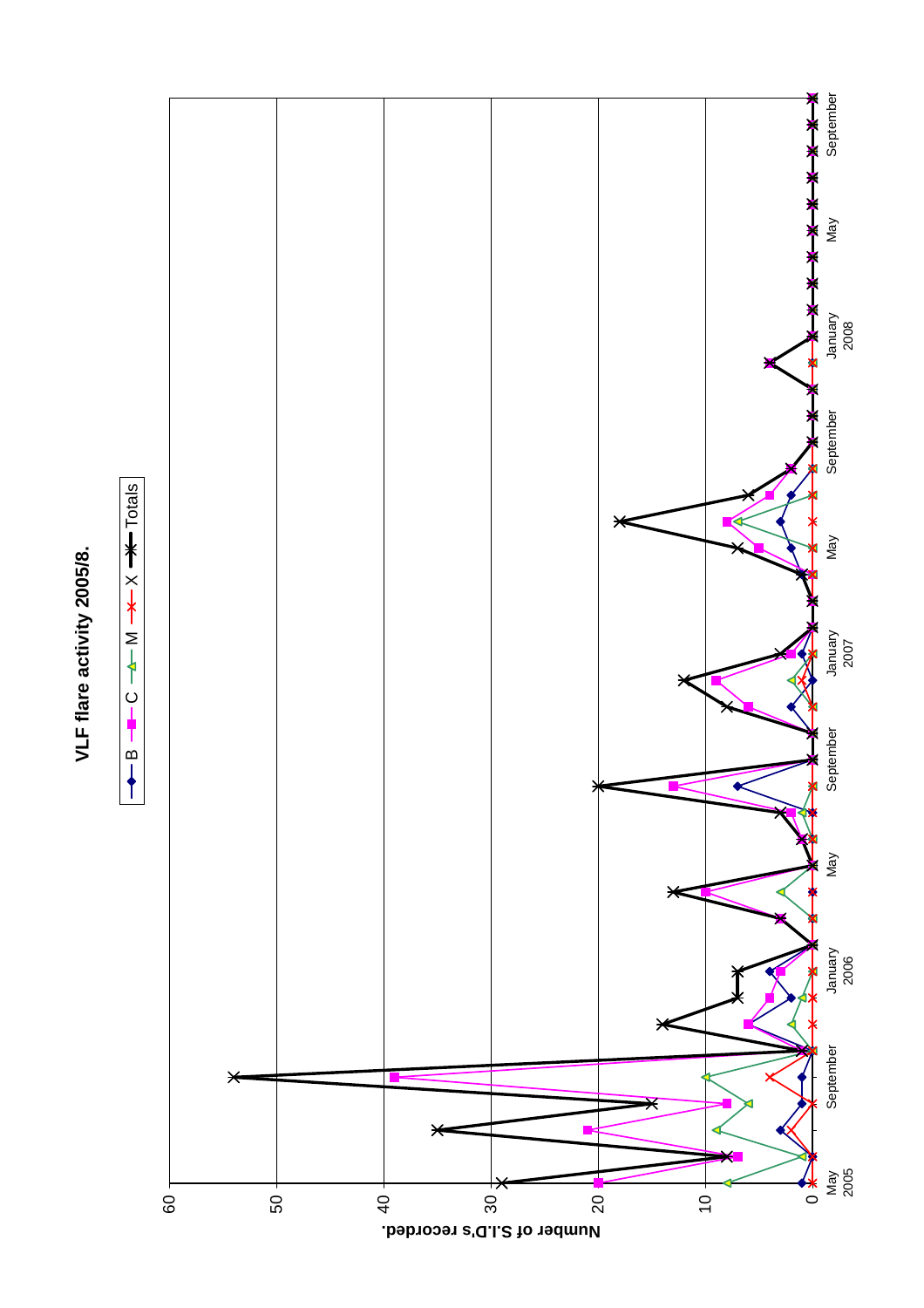VLF flare activity 2005/8.

B C M X Totals

Number of S.I.D's recorded.

60
50
40
30
20
10
0

May 2005
September
January 2006
May
September
January 2007
May
September
January 2008
May
September